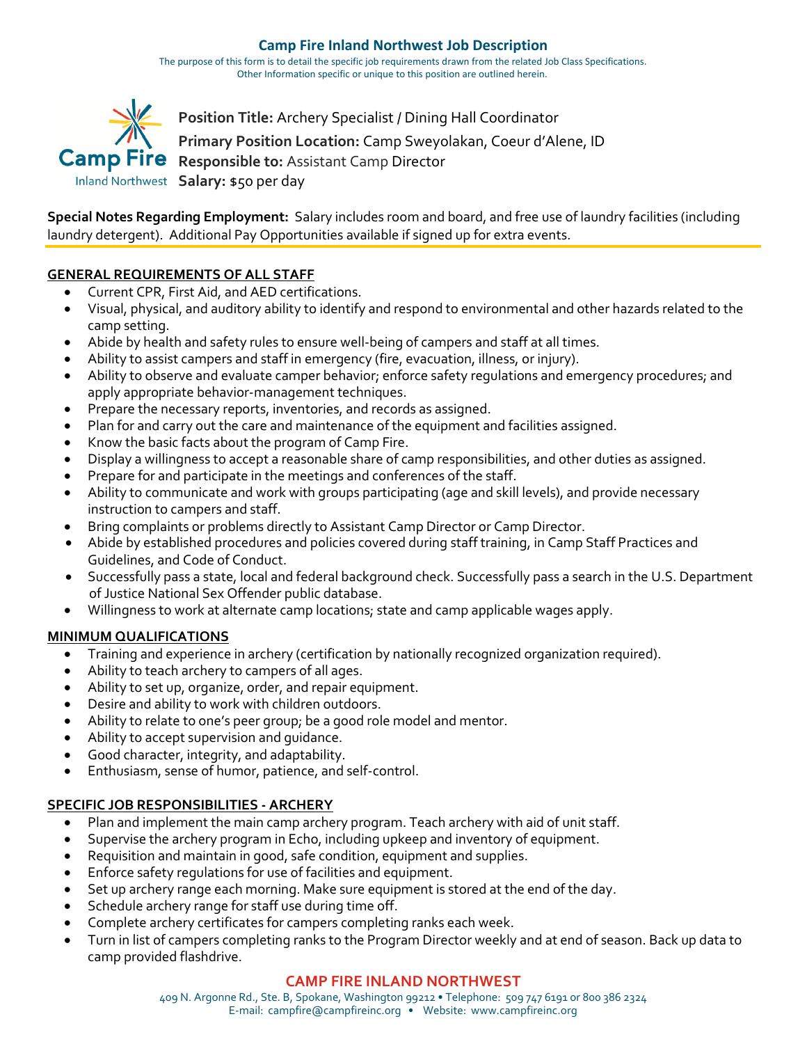# Camp Fire Inland Northwest Job Description

The purpose of this form is to detail the specific job requirements drawn from the related Job Class Specifications.
Other Information specific or unique to this position are outlined herein.

**Position Title:** Archery Specialist / Dining Hall Coordinator

**Primary Position Location:** Camp Sweyolakan, Coeur d'Alene, ID

**Responsible to:** Assistant Camp Director

**Salary:** $50 per day

**Special Notes Regarding Employment:** Salary includes room and board, and free use of laundry facilities (including laundry detergent). Additional Pay Opportunities available if signed up for extra events.

## GENERAL REQUIREMENTS OF ALL STAFF

- Current CPR, First Aid, and AED certifications.
- Visual, physical, and auditory ability to identify and respond to environmental and other hazards related to the camp setting.
- Abide by health and safety rules to ensure well-being of campers and staff at all times.
- Ability to assist campers and staff in emergency (fire, evacuation, illness, or injury).
- Ability to observe and evaluate camper behavior; enforce safety regulations and emergency procedures; and apply appropriate behavior-management techniques.
- Prepare the necessary reports, inventories, and records as assigned.
- Plan for and carry out the care and maintenance of the equipment and facilities assigned.
- Know the basic facts about the program of Camp Fire.
- Display a willingness to accept a reasonable share of camp responsibilities, and other duties as assigned.
- Prepare for and participate in the meetings and conferences of the staff.
- Ability to communicate and work with groups participating (age and skill levels), and provide necessary instruction to campers and staff.
- Bring complaints or problems directly to Assistant Camp Director or Camp Director.
- Abide by established procedures and policies covered during staff training, in Camp Staff Practices and Guidelines, and Code of Conduct.
- Successfully pass a state, local and federal background check. Successfully pass a search in the U.S. Department of Justice National Sex Offender public database.
- Willingness to work at alternate camp locations; state and camp applicable wages apply.

## MINIMUM QUALIFICATIONS

- Training and experience in archery (certification by nationally recognized organization required).
- Ability to teach archery to campers of all ages.
- Ability to set up, organize, order, and repair equipment.
- Desire and ability to work with children outdoors.
- Ability to relate to one's peer group; be a good role model and mentor.
- Ability to accept supervision and guidance.
- Good character, integrity, and adaptability.
- Enthusiasm, sense of humor, patience, and self-control.

## SPECIFIC JOB RESPONSIBILITIES - ARCHERY

- Plan and implement the main camp archery program. Teach archery with aid of unit staff.
- Supervise the archery program in Echo, including upkeep and inventory of equipment.
- Requisition and maintain in good, safe condition, equipment and supplies.
- Enforce safety regulations for use of facilities and equipment.
- Set up archery range each morning. Make sure equipment is stored at the end of the day.
- Schedule archery range for staff use during time off.
- Complete archery certificates for campers completing ranks each week.
- Turn in list of campers completing ranks to the Program Director weekly and at end of season. Back up data to camp provided flashdrive.

**CAMP FIRE INLAND NORTHWEST**

409 N. Argonne Rd., Ste. B, Spokane, Washington 99212 • Telephone: 509 747 6191 or 800 386 2324
E-mail: campfire@campfireinc.org • Website: www.campfireinc.org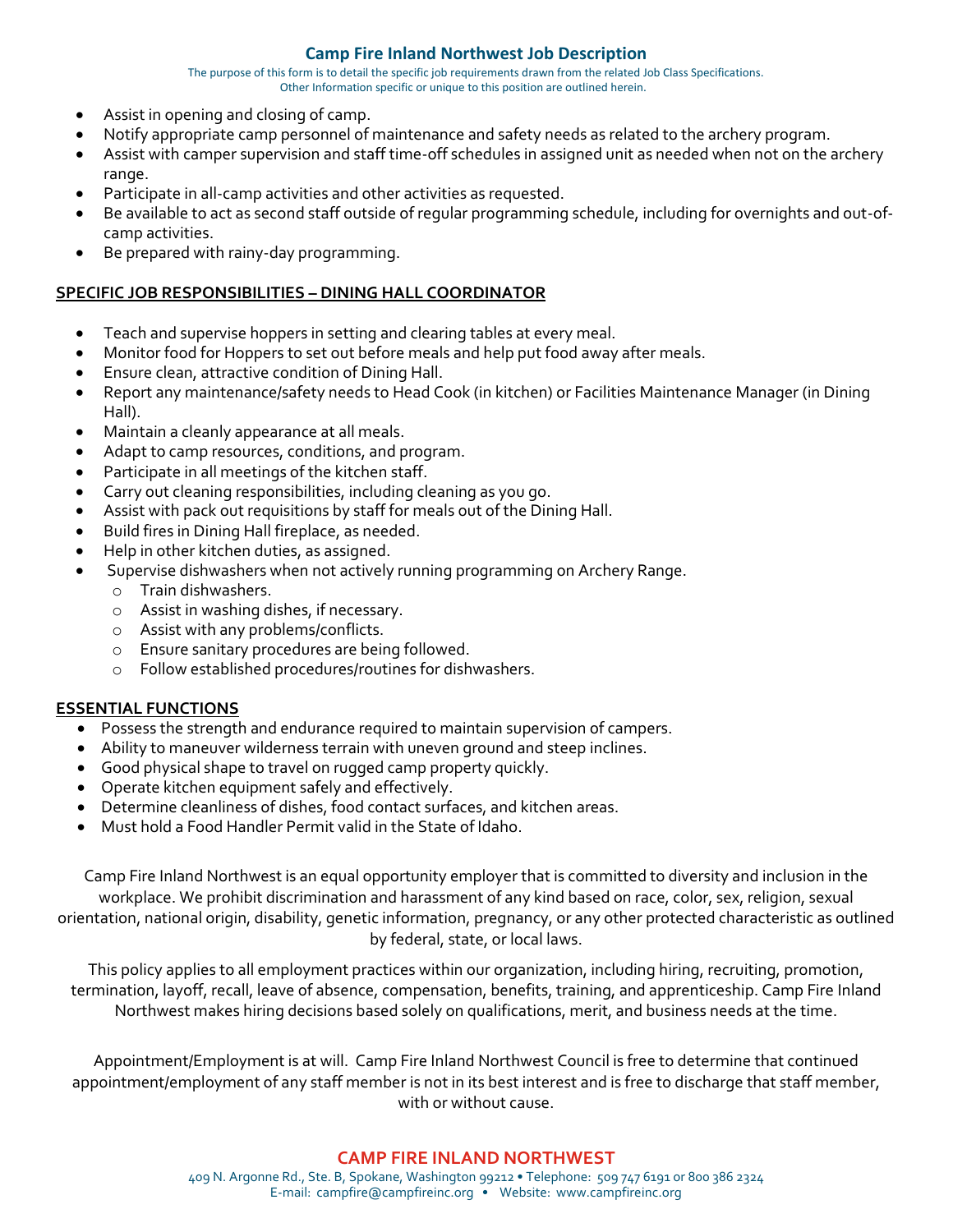- Assist in opening and closing of camp.
- Notify appropriate camp personnel of maintenance and safety needs as related to the archery program.
- Assist with camper supervision and staff time-off schedules in assigned unit as needed when not on the archery range.
- Participate in all-camp activities and other activities as requested.
- Be available to act as second staff outside of regular programming schedule, including for overnights and out-of-camp activities.
- Be prepared with rainy-day programming.

**SPECIFIC JOB RESPONSIBILITIES – DINING HALL COORDINATOR**

- Teach and supervise hoppers in setting and clearing tables at every meal.
- Monitor food for Hoppers to set out before meals and help put food away after meals.
- Ensure clean, attractive condition of Dining Hall.
- Report any maintenance/safety needs to Head Cook (in kitchen) or Facilities Maintenance Manager (in Dining Hall).
- Maintain a cleanly appearance at all meals.
- Adapt to camp resources, conditions, and program.
- Participate in all meetings of the kitchen staff.
- Carry out cleaning responsibilities, including cleaning as you go.
- Assist with pack out requisitions by staff for meals out of the Dining Hall.
- Build fires in Dining Hall fireplace, as needed.
- Help in other kitchen duties, as assigned.
- Supervise dishwashers when not actively running programming on Archery Range.
  - Train dishwashers.
  - Assist in washing dishes, if necessary.
  - Assist with any problems/conflicts.
  - Ensure sanitary procedures are being followed.
  - Follow established procedures/routines for dishwashers.

**ESSENTIAL FUNCTIONS**

- Possess the strength and endurance required to maintain supervision of campers.
- Ability to maneuver wilderness terrain with uneven ground and steep inclines.
- Good physical shape to travel on rugged camp property quickly.
- Operate kitchen equipment safely and effectively.
- Determine cleanliness of dishes, food contact surfaces, and kitchen areas.
- Must hold a Food Handler Permit valid in the State of Idaho.

Camp Fire Inland Northwest is an equal opportunity employer that is committed to diversity and inclusion in the workplace. We prohibit discrimination and harassment of any kind based on race, color, sex, religion, sexual orientation, national origin, disability, genetic information, pregnancy, or any other protected characteristic as outlined by federal, state, or local laws.

This policy applies to all employment practices within our organization, including hiring, recruiting, promotion, termination, layoff, recall, leave of absence, compensation, benefits, training, and apprenticeship. Camp Fire Inland Northwest makes hiring decisions based solely on qualifications, merit, and business needs at the time.

Appointment/Employment is at will. Camp Fire Inland Northwest Council is free to determine that continued appointment/employment of any staff member is not in its best interest and is free to discharge that staff member, with or without cause.